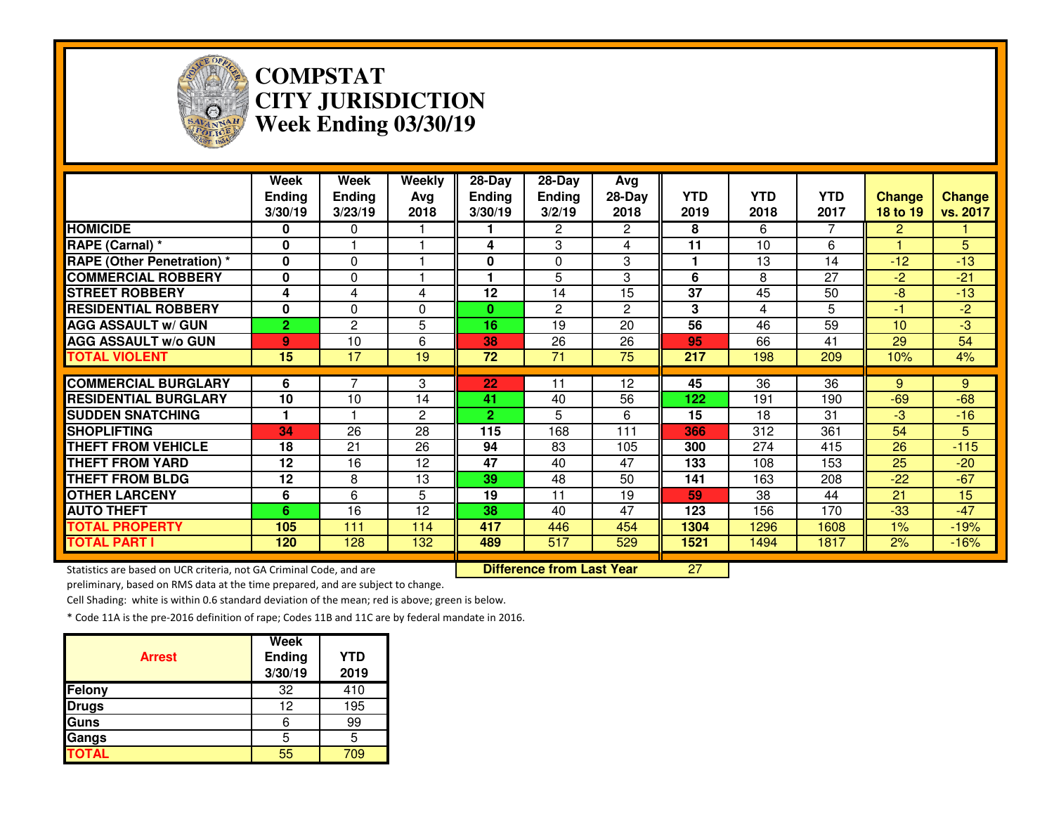# COMPSTAT
# CITY JURISDICTION
# Week Ending 03/30/19

| | Week Ending 3/30/19 | Week Ending 3/23/19 | Weekly Avg 2018 | 28-Day Ending 3/30/19 | 28-Day Ending 3/2/19 | Avg 28-Day 2018 | YTD 2019 | YTD 2018 | YTD 2017 | Change 18 to 19 | Change vs. 2017 |
|---|---|---|---|---|---|---|---|---|---|---|---|
| HOMICIDE | 0 | 0 | 1 | 1 | 2 | 2 | 8 | 6 | 7 | 2 | 1 |
| RAPE (Carnal) * | 0 | 1 | 1 | 4 | 3 | 4 | 11 | 10 | 6 | 1 | 5 |
| RAPE (Other Penetration) * | 0 | 0 | 1 | 0 | 0 | 3 | 1 | 13 | 14 | -12 | -13 |
| COMMERCIAL ROBBERY | 0 | 0 | 1 | 1 | 5 | 3 | 6 | 8 | 27 | -2 | -21 |
| STREET ROBBERY | 4 | 4 | 4 | 12 | 14 | 15 | 37 | 45 | 50 | -8 | -13 |
| RESIDENTIAL ROBBERY | 0 | 0 | 0 | 0 | 2 | 2 | 3 | 4 | 5 | -1 | -2 |
| AGG ASSAULT w/ GUN | 2 | 2 | 5 | 16 | 19 | 20 | 56 | 46 | 59 | 10 | -3 |
| AGG ASSAULT w/o GUN | 9 | 10 | 6 | 38 | 26 | 26 | 95 | 66 | 41 | 29 | 54 |
| TOTAL VIOLENT | 15 | 17 | 19 | 72 | 71 | 75 | 217 | 198 | 209 | 10% | 4% |
| COMMERCIAL BURGLARY | 6 | 7 | 3 | 22 | 11 | 12 | 45 | 36 | 36 | 9 | 9 |
| RESIDENTIAL BURGLARY | 10 | 10 | 14 | 41 | 40 | 56 | 122 | 191 | 190 | -69 | -68 |
| SUDDEN SNATCHING | 1 | 1 | 2 | 2 | 5 | 6 | 15 | 18 | 31 | -3 | -16 |
| SHOPLIFTING | 34 | 26 | 28 | 115 | 168 | 111 | 366 | 312 | 361 | 54 | 5 |
| THEFT FROM VEHICLE | 18 | 21 | 26 | 94 | 83 | 105 | 300 | 274 | 415 | 26 | -115 |
| THEFT FROM YARD | 12 | 16 | 12 | 47 | 40 | 47 | 133 | 108 | 153 | 25 | -20 |
| THEFT FROM BLDG | 12 | 8 | 13 | 39 | 48 | 50 | 141 | 163 | 208 | -22 | -67 |
| OTHER LARCENY | 6 | 6 | 5 | 19 | 11 | 19 | 59 | 38 | 44 | 21 | 15 |
| AUTO THEFT | 6 | 16 | 12 | 38 | 40 | 47 | 123 | 156 | 170 | -33 | -47 |
| TOTAL PROPERTY | 105 | 111 | 114 | 417 | 446 | 454 | 1304 | 1296 | 1608 | 1% | -19% |
| TOTAL PART I | 120 | 128 | 132 | 489 | 517 | 529 | 1521 | 1494 | 1817 | 2% | -16% |

**Difference from Last Year** 27

Statistics are based on UCR criteria, not GA Criminal Code, and are preliminary, based on RMS data at the time prepared, and are subject to change.

Cell Shading: white is within 0.6 standard deviation of the mean; red is above; green is below.

* Code 11A is the pre-2016 definition of rape; Codes 11B and 11C are by federal mandate in 2016.

| Arrest | Week Ending 3/30/19 | YTD 2019 |
|---|---|---|
| Felony | 32 | 410 |
| Drugs | 12 | 195 |
| Guns | 6 | 99 |
| Gangs | 5 | 5 |
| TOTAL | 55 | 709 |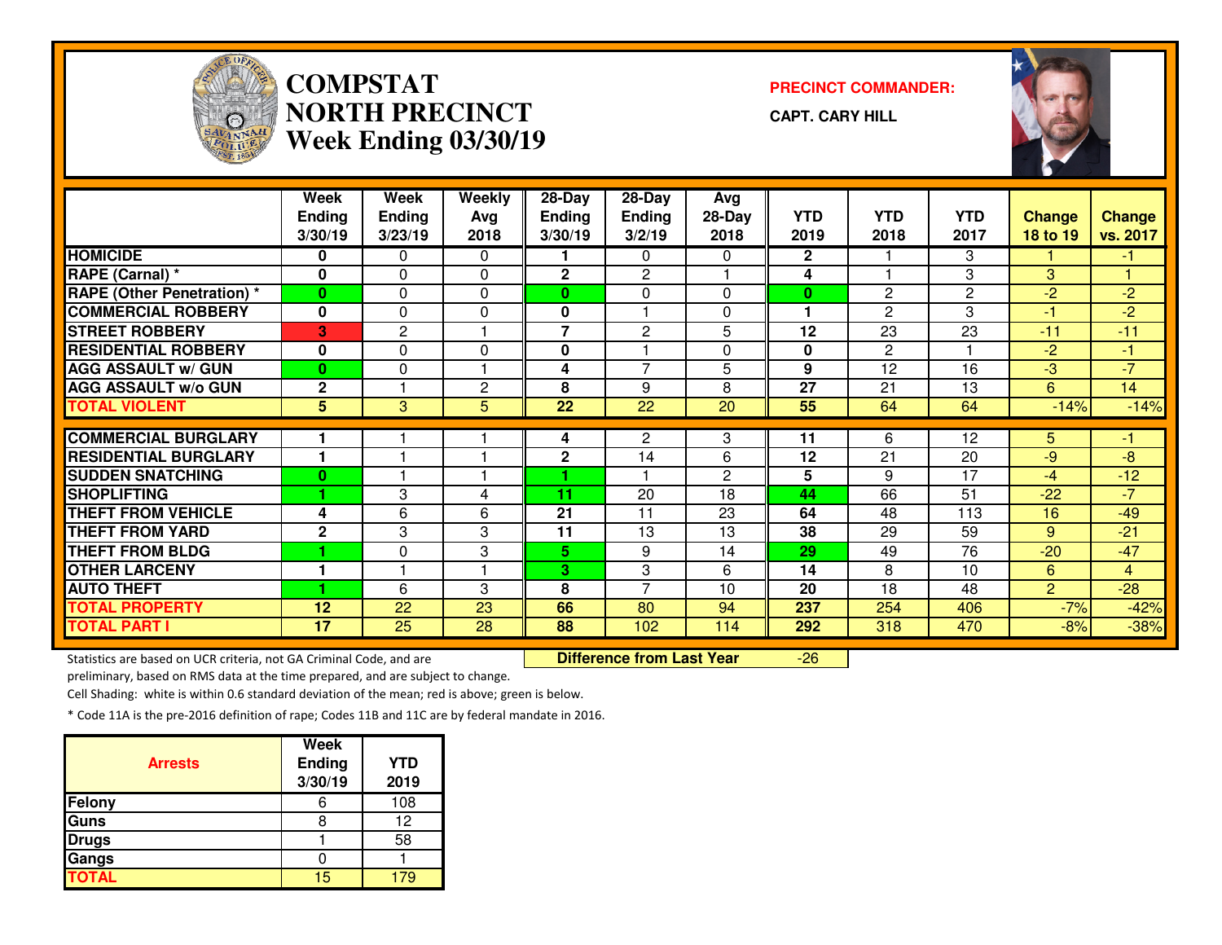# COMPSTAT NORTH PRECINCT Week Ending 03/30/19

**PRECINCT COMMANDER:**

**CAPT. CARY HILL**

| | Week Ending 3/30/19 | Week Ending 3/23/19 | Weekly Avg 2018 | 28-Day Ending 3/30/19 | 28-Day Ending 3/2/19 | Avg 28-Day 2018 | YTD 2019 | YTD 2018 | YTD 2017 | Change 18 to 19 | Change vs. 2017 |
|---|---|---|---|---|---|---|---|---|---|---|---|
| HOMICIDE | 0 | 0 | 0 | 1 | 0 | 0 | 2 | 1 | 3 | 1 | -1 |
| RAPE (Carnal) * | 0 | 0 | 0 | 2 | 2 | 1 | 4 | 1 | 3 | 3 | 1 |
| RAPE (Other Penetration) * | 0 | 0 | 0 | 0 | 0 | 0 | 0 | 2 | 2 | -2 | -2 |
| COMMERCIAL ROBBERY | 0 | 0 | 0 | 0 | 1 | 0 | 1 | 2 | 3 | -1 | -2 |
| STREET ROBBERY | 3 | 2 | 1 | 7 | 2 | 5 | 12 | 23 | 23 | -11 | -11 |
| RESIDENTIAL ROBBERY | 0 | 0 | 0 | 0 | 1 | 0 | 0 | 2 | 1 | -2 | -1 |
| AGG ASSAULT w/ GUN | 0 | 0 | 1 | 4 | 7 | 5 | 9 | 12 | 16 | -3 | -7 |
| AGG ASSAULT w/o GUN | 2 | 1 | 2 | 8 | 9 | 8 | 27 | 21 | 13 | 6 | 14 |
| TOTAL VIOLENT | 5 | 3 | 5 | 22 | 22 | 20 | 55 | 64 | 64 | -14% | -14% |
| COMMERCIAL BURGLARY | 1 | 1 | 1 | 4 | 2 | 3 | 11 | 6 | 12 | 5 | -1 |
| RESIDENTIAL BURGLARY | 1 | 1 | 1 | 2 | 14 | 6 | 12 | 21 | 20 | -9 | -8 |
| SUDDEN SNATCHING | 0 | 1 | 1 | 1 | 1 | 2 | 5 | 9 | 17 | -4 | -12 |
| SHOPLIFTING | 1 | 3 | 4 | 11 | 20 | 18 | 44 | 66 | 51 | -22 | -7 |
| THEFT FROM VEHICLE | 4 | 6 | 6 | 21 | 11 | 23 | 64 | 48 | 113 | 16 | -49 |
| THEFT FROM YARD | 2 | 3 | 3 | 11 | 13 | 13 | 38 | 29 | 59 | 9 | -21 |
| THEFT FROM BLDG | 1 | 0 | 3 | 5 | 9 | 14 | 29 | 49 | 76 | -20 | -47 |
| OTHER LARCENY | 1 | 1 | 1 | 3 | 3 | 6 | 14 | 8 | 10 | 6 | 4 |
| AUTO THEFT | 1 | 6 | 3 | 8 | 7 | 10 | 20 | 18 | 48 | 2 | -28 |
| TOTAL PROPERTY | 12 | 22 | 23 | 66 | 80 | 94 | 237 | 254 | 406 | -7% | -42% |
| TOTAL PART I | 17 | 25 | 28 | 88 | 102 | 114 | 292 | 318 | 470 | -8% | -38% |

**Difference from Last Year** -26

Statistics are based on UCR criteria, not GA Criminal Code, and are preliminary, based on RMS data at the time prepared, and are subject to change.

Cell Shading: white is within 0.6 standard deviation of the mean; red is above; green is below.

* Code 11A is the pre-2016 definition of rape; Codes 11B and 11C are by federal mandate in 2016.

| Arrests | Week Ending 3/30/19 | YTD 2019 |
|---|---|---|
| Felony | 6 | 108 |
| Guns | 8 | 12 |
| Drugs | 1 | 58 |
| Gangs | 0 | 1 |
| TOTAL | 15 | 179 |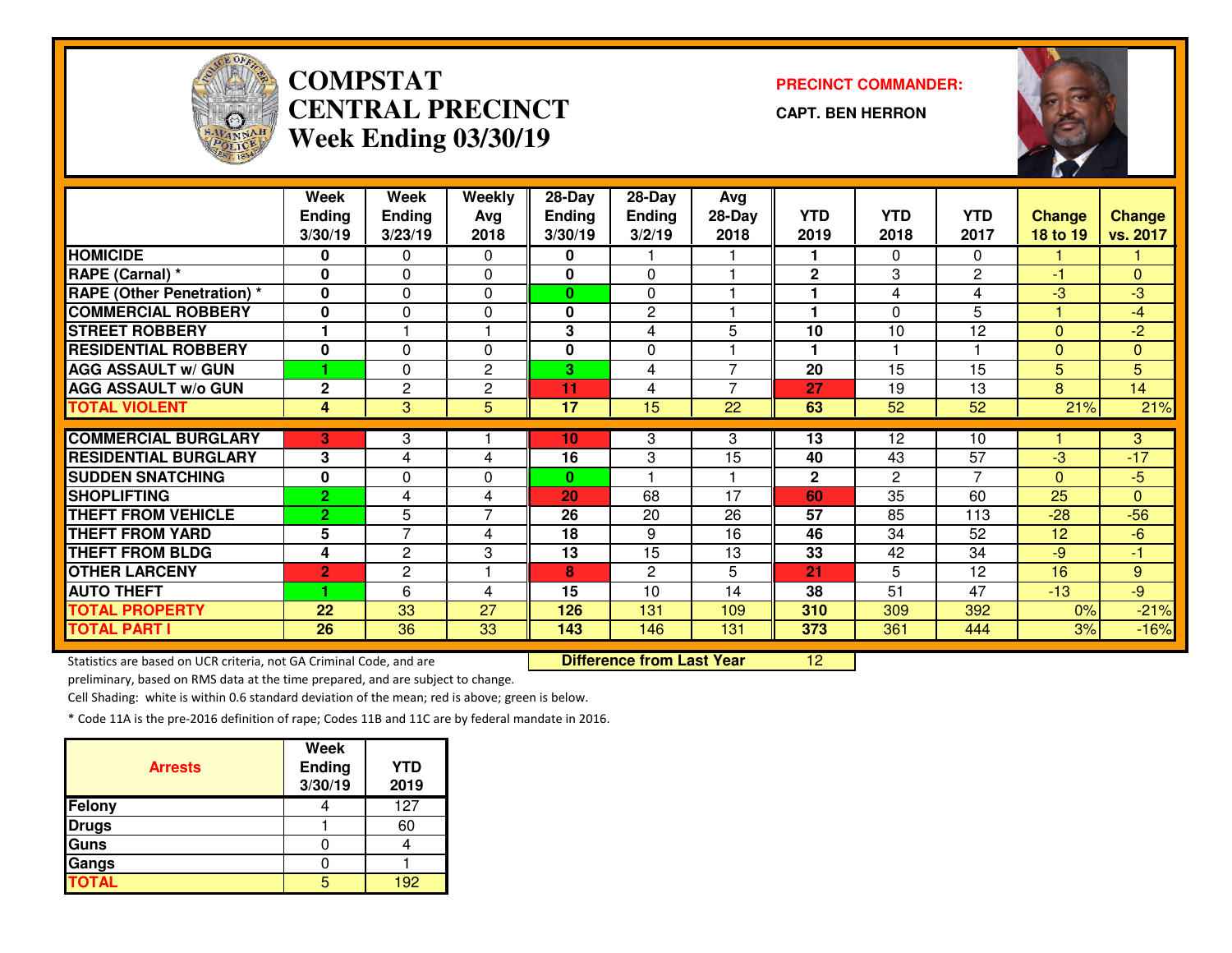# COMPSTAT CENTRAL PRECINCT Week Ending 03/30/19

**PRECINCT COMMANDER:**

**CAPT. BEN HERRON**

| | Week Ending 3/30/19 | Week Ending 3/23/19 | Weekly Avg 2018 | 28-Day Ending 3/30/19 | 28-Day Ending 3/2/19 | Avg 28-Day 2018 | YTD 2019 | YTD 2018 | YTD 2017 | Change 18 to 19 | Change vs. 2017 |
|---|---|---|---|---|---|---|---|---|---|---|---|
| HOMICIDE | 0 | 0 | 0 | 0 | 1 | 1 | 1 | 0 | 0 | 1 | 1 |
| RAPE (Carnal) * | 0 | 0 | 0 | 0 | 0 | 1 | 2 | 3 | 2 | -1 | 0 |
| RAPE (Other Penetration) * | 0 | 0 | 0 | 0 | 0 | 1 | 1 | 4 | 4 | -3 | -3 |
| COMMERCIAL ROBBERY | 0 | 0 | 0 | 0 | 2 | 1 | 1 | 0 | 5 | 1 | -4 |
| STREET ROBBERY | 1 | 1 | 1 | 3 | 4 | 5 | 10 | 10 | 12 | 0 | -2 |
| RESIDENTIAL ROBBERY | 0 | 0 | 0 | 0 | 0 | 1 | 1 | 1 | 1 | 0 | 0 |
| AGG ASSAULT w/ GUN | 1 | 0 | 2 | 3 | 4 | 7 | 20 | 15 | 15 | 5 | 5 |
| AGG ASSAULT w/o GUN | 2 | 2 | 2 | 11 | 4 | 7 | 27 | 19 | 13 | 8 | 14 |
| TOTAL VIOLENT | 4 | 3 | 5 | 17 | 15 | 22 | 63 | 52 | 52 | 21% | 21% |
| COMMERCIAL BURGLARY | 3 | 3 | 1 | 10 | 3 | 3 | 13 | 12 | 10 | 1 | 3 |
| RESIDENTIAL BURGLARY | 3 | 4 | 4 | 16 | 3 | 15 | 40 | 43 | 57 | -3 | -17 |
| SUDDEN SNATCHING | 0 | 0 | 0 | 0 | 1 | 1 | 2 | 2 | 7 | 0 | -5 |
| SHOPLIFTING | 2 | 4 | 4 | 20 | 68 | 17 | 60 | 35 | 60 | 25 | 0 |
| THEFT FROM VEHICLE | 2 | 5 | 7 | 26 | 20 | 26 | 57 | 85 | 113 | -28 | -56 |
| THEFT FROM YARD | 5 | 7 | 4 | 18 | 9 | 16 | 46 | 34 | 52 | 12 | -6 |
| THEFT FROM BLDG | 4 | 2 | 3 | 13 | 15 | 13 | 33 | 42 | 34 | -9 | -1 |
| OTHER LARCENY | 2 | 2 | 1 | 8 | 2 | 5 | 21 | 5 | 12 | 16 | 9 |
| AUTO THEFT | 1 | 6 | 4 | 15 | 10 | 14 | 38 | 51 | 47 | -13 | -9 |
| TOTAL PROPERTY | 22 | 33 | 27 | 126 | 131 | 109 | 310 | 309 | 392 | 0% | -21% |
| TOTAL PART I | 26 | 36 | 33 | 143 | 146 | 131 | 373 | 361 | 444 | 3% | -16% |

**Difference from Last Year** 12

Statistics are based on UCR criteria, not GA Criminal Code, and are preliminary, based on RMS data at the time prepared, and are subject to change.

Cell Shading: white is within 0.6 standard deviation of the mean; red is above; green is below.

* Code 11A is the pre-2016 definition of rape; Codes 11B and 11C are by federal mandate in 2016.

| Arrests | Week Ending 3/30/19 | YTD 2019 |
|---|---|---|
| Felony | 4 | 127 |
| Drugs | 1 | 60 |
| Guns | 0 | 4 |
| Gangs | 0 | 1 |
| TOTAL | 5 | 192 |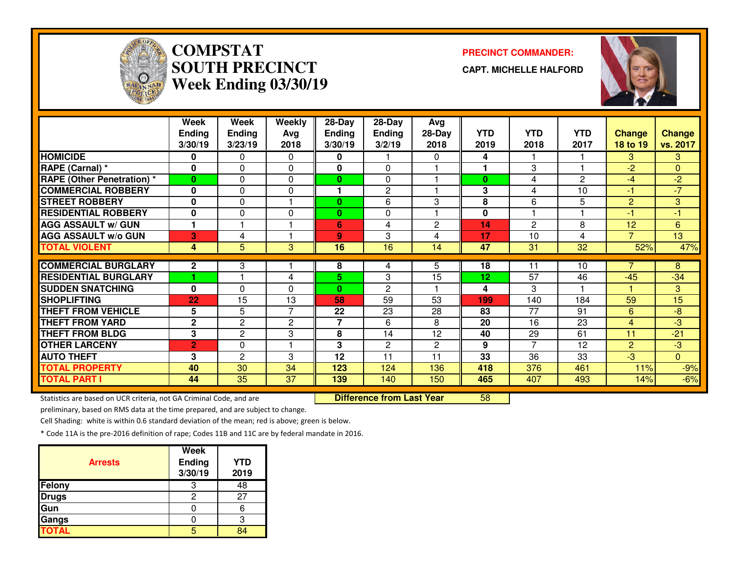# COMPSTAT SOUTH PRECINCT Week Ending 03/30/19

**PRECINCT COMMANDER:**

**CAPT. MICHELLE HALFORD**

| | Week Ending 3/30/19 | Week Ending 3/23/19 | Weekly Avg 2018 | 28-Day Ending 3/30/19 | 28-Day Ending 3/2/19 | Avg 28-Day 2018 | YTD 2019 | YTD 2018 | YTD 2017 | Change 18 to 19 | Change vs. 2017 |
|---|---|---|---|---|---|---|---|---|---|---|---|
| HOMICIDE | 0 | 0 | 0 | 0 | 1 | 0 | 4 | 1 | 1 | 3 | 3 |
| RAPE (Carnal) * | 0 | 0 | 0 | 0 | 0 | 1 | 1 | 3 | 1 | -2 | 0 |
| RAPE (Other Penetration) * | 0 | 0 | 0 | 0 | 0 | 1 | 0 | 4 | 2 | -4 | -2 |
| COMMERCIAL ROBBERY | 0 | 0 | 0 | 1 | 2 | 1 | 3 | 4 | 10 | -1 | -7 |
| STREET ROBBERY | 0 | 0 | 1 | 0 | 6 | 3 | 8 | 6 | 5 | 2 | 3 |
| RESIDENTIAL ROBBERY | 0 | 0 | 0 | 0 | 0 | 1 | 0 | 1 | 1 | -1 | -1 |
| AGG ASSAULT w/ GUN | 1 | 1 | 1 | 6 | 4 | 2 | 14 | 2 | 8 | 12 | 6 |
| AGG ASSAULT w/o GUN | 3 | 4 | 1 | 9 | 3 | 4 | 17 | 10 | 4 | 7 | 13 |
| TOTAL VIOLENT | 4 | 5 | 3 | 16 | 16 | 14 | 47 | 31 | 32 | 52% | 47% |
| COMMERCIAL BURGLARY | 2 | 3 | 1 | 8 | 4 | 5 | 18 | 11 | 10 | 7 | 8 |
| RESIDENTIAL BURGLARY | 1 | 1 | 4 | 5 | 3 | 15 | 12 | 57 | 46 | -45 | -34 |
| SUDDEN SNATCHING | 0 | 0 | 0 | 0 | 2 | 1 | 4 | 3 | 1 | 1 | 3 |
| SHOPLIFTING | 22 | 15 | 13 | 58 | 59 | 53 | 199 | 140 | 184 | 59 | 15 |
| THEFT FROM VEHICLE | 5 | 5 | 7 | 22 | 23 | 28 | 83 | 77 | 91 | 6 | -8 |
| THEFT FROM YARD | 2 | 2 | 2 | 7 | 6 | 8 | 20 | 16 | 23 | 4 | -3 |
| THEFT FROM BLDG | 3 | 2 | 3 | 8 | 14 | 12 | 40 | 29 | 61 | 11 | -21 |
| OTHER LARCENY | 2 | 0 | 1 | 3 | 2 | 2 | 9 | 7 | 12 | 2 | -3 |
| AUTO THEFT | 3 | 2 | 3 | 12 | 11 | 11 | 33 | 36 | 33 | -3 | 0 |
| TOTAL PROPERTY | 40 | 30 | 34 | 123 | 124 | 136 | 418 | 376 | 461 | 11% | -9% |
| TOTAL PART I | 44 | 35 | 37 | 139 | 140 | 150 | 465 | 407 | 493 | 14% | -6% |

**Difference from Last Year** 58

Statistics are based on UCR criteria, not GA Criminal Code, and are preliminary, based on RMS data at the time prepared, and are subject to change.

Cell Shading: white is within 0.6 standard deviation of the mean; red is above; green is below.

* Code 11A is the pre-2016 definition of rape; Codes 11B and 11C are by federal mandate in 2016.

| Arrests | Week Ending 3/30/19 | YTD 2019 |
|---|---|---|
| Felony | 3 | 48 |
| Drugs | 2 | 27 |
| Gun | 0 | 6 |
| Gangs | 0 | 3 |
| TOTAL | 5 | 84 |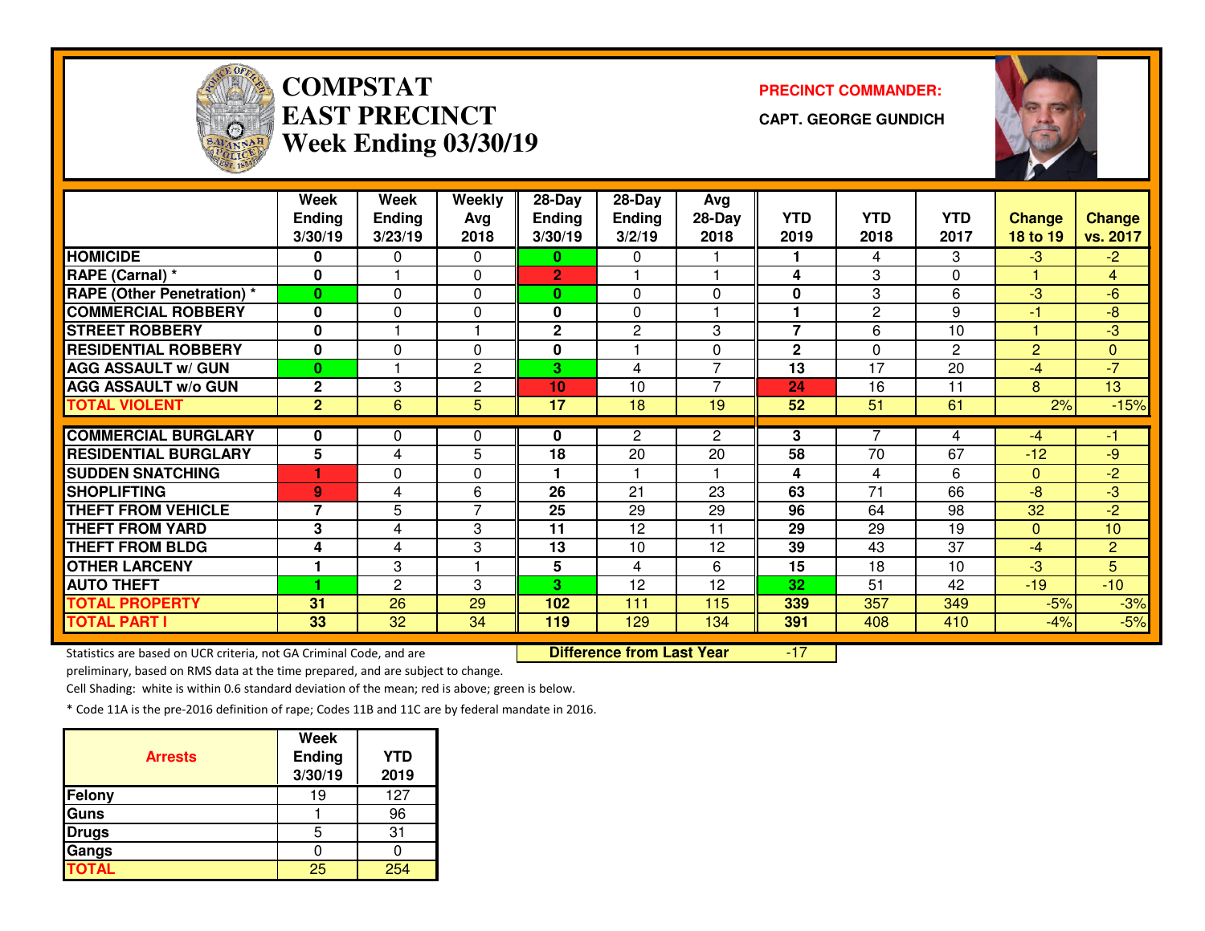# COMPSTAT EAST PRECINCT Week Ending 03/30/19

**PRECINCT COMMANDER:**

**CAPT. GEORGE GUNDICH**

| | Week Ending 3/30/19 | Week Ending 3/23/19 | Weekly Avg 2018 | 28-Day Ending 3/30/19 | 28-Day Ending 3/2/19 | Avg 28-Day 2018 | YTD 2019 | YTD 2018 | YTD 2017 | Change 18 to 19 | Change vs. 2017 |
|---|---|---|---|---|---|---|---|---|---|---|---|
| HOMICIDE | 0 | 0 | 0 | 0 | 0 | 1 | 1 | 4 | 3 | -3 | -2 |
| RAPE (Carnal) * | 0 | 1 | 0 | 2 | 1 | 1 | 4 | 3 | 0 | 1 | 4 |
| RAPE (Other Penetration) * | 0 | 0 | 0 | 0 | 0 | 0 | 0 | 3 | 6 | -3 | -6 |
| COMMERCIAL ROBBERY | 0 | 0 | 0 | 0 | 0 | 1 | 1 | 2 | 9 | -1 | -8 |
| STREET ROBBERY | 0 | 1 | 1 | 2 | 2 | 3 | 7 | 6 | 10 | 1 | -3 |
| RESIDENTIAL ROBBERY | 0 | 0 | 0 | 0 | 1 | 0 | 2 | 0 | 2 | 2 | 0 |
| AGG ASSAULT w/ GUN | 0 | 1 | 2 | 3 | 4 | 7 | 13 | 17 | 20 | -4 | -7 |
| AGG ASSAULT w/o GUN | 2 | 3 | 2 | 10 | 10 | 7 | 24 | 16 | 11 | 8 | 13 |
| TOTAL VIOLENT | 2 | 6 | 5 | 17 | 18 | 19 | 52 | 51 | 61 | 2% | -15% |
| COMMERCIAL BURGLARY | 0 | 0 | 0 | 0 | 2 | 2 | 3 | 7 | 4 | -4 | -1 |
| RESIDENTIAL BURGLARY | 5 | 4 | 5 | 18 | 20 | 20 | 58 | 70 | 67 | -12 | -9 |
| SUDDEN SNATCHING | 1 | 0 | 0 | 1 | 1 | 1 | 4 | 4 | 6 | 0 | -2 |
| SHOPLIFTING | 9 | 4 | 6 | 26 | 21 | 23 | 63 | 71 | 66 | -8 | -3 |
| THEFT FROM VEHICLE | 7 | 5 | 7 | 25 | 29 | 29 | 96 | 64 | 98 | 32 | -2 |
| THEFT FROM YARD | 3 | 4 | 3 | 11 | 12 | 11 | 29 | 29 | 19 | 0 | 10 |
| THEFT FROM BLDG | 4 | 4 | 3 | 13 | 10 | 12 | 39 | 43 | 37 | -4 | 2 |
| OTHER LARCENY | 1 | 3 | 1 | 5 | 4 | 6 | 15 | 18 | 10 | -3 | 5 |
| AUTO THEFT | 1 | 2 | 3 | 3 | 12 | 12 | 32 | 51 | 42 | -19 | -10 |
| TOTAL PROPERTY | 31 | 26 | 29 | 102 | 111 | 115 | 339 | 357 | 349 | -5% | -3% |
| TOTAL PART I | 33 | 32 | 34 | 119 | 129 | 134 | 391 | 408 | 410 | -4% | -5% |

**Difference from Last Year** -17

Statistics are based on UCR criteria, not GA Criminal Code, and are preliminary, based on RMS data at the time prepared, and are subject to change.

Cell Shading: white is within 0.6 standard deviation of the mean; red is above; green is below.

* Code 11A is the pre-2016 definition of rape; Codes 11B and 11C are by federal mandate in 2016.

| Arrests | Week Ending 3/30/19 | YTD 2019 |
|---|---|---|
| Felony | 19 | 127 |
| Guns | 1 | 96 |
| Drugs | 5 | 31 |
| Gangs | 0 | 0 |
| TOTAL | 25 | 254 |